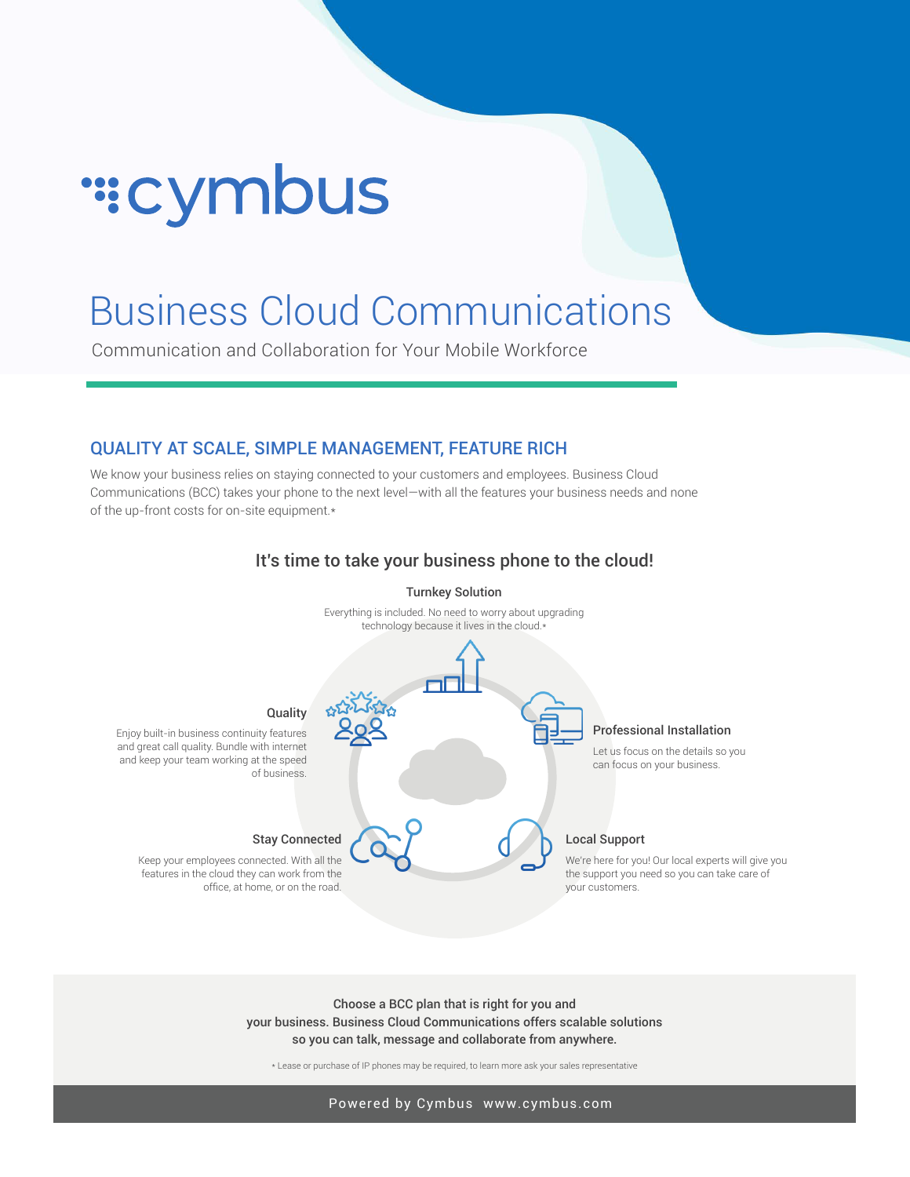# cymbus

# Business Cloud Communications

Communication and Collaboration for Your Mobile Workforce

## QUALITY AT SCALE, SIMPLE MANAGEMENT, FEATURE RICH

We know your business relies on staying connected to your customers and employees. Business Cloud Communications (BCC) takes your phone to the next level—with all the features your business needs and none of the up-front costs for on-site equipment.*

### It's time to take your business phone to the cloud!

**Turnkey Solution**

Everything is included. No need to worry about upgrading technology because it lives in the cloud.*

**Quality**

Enjoy built-in business continuity features and great call quality. Bundle with internet and keep your team working at the speed of business.

**Professional Installation**

Let us focus on the details so you can focus on your business.

**Stay Connected**

Keep your employees connected. With all the features in the cloud they can work from the office, at home, or on the road.

**Local Support**

We're here for you! Our local experts will give you the support you need so you can take care of your customers.

**Choose a BCC plan that is right for you and your business. Business Cloud Communications offers scalable solutions so you can talk, message and collaborate from anywhere.**

* Lease or purchase of IP phones may be required, to learn more ask your sales representative

Powered by Cymbus www.cymbus.com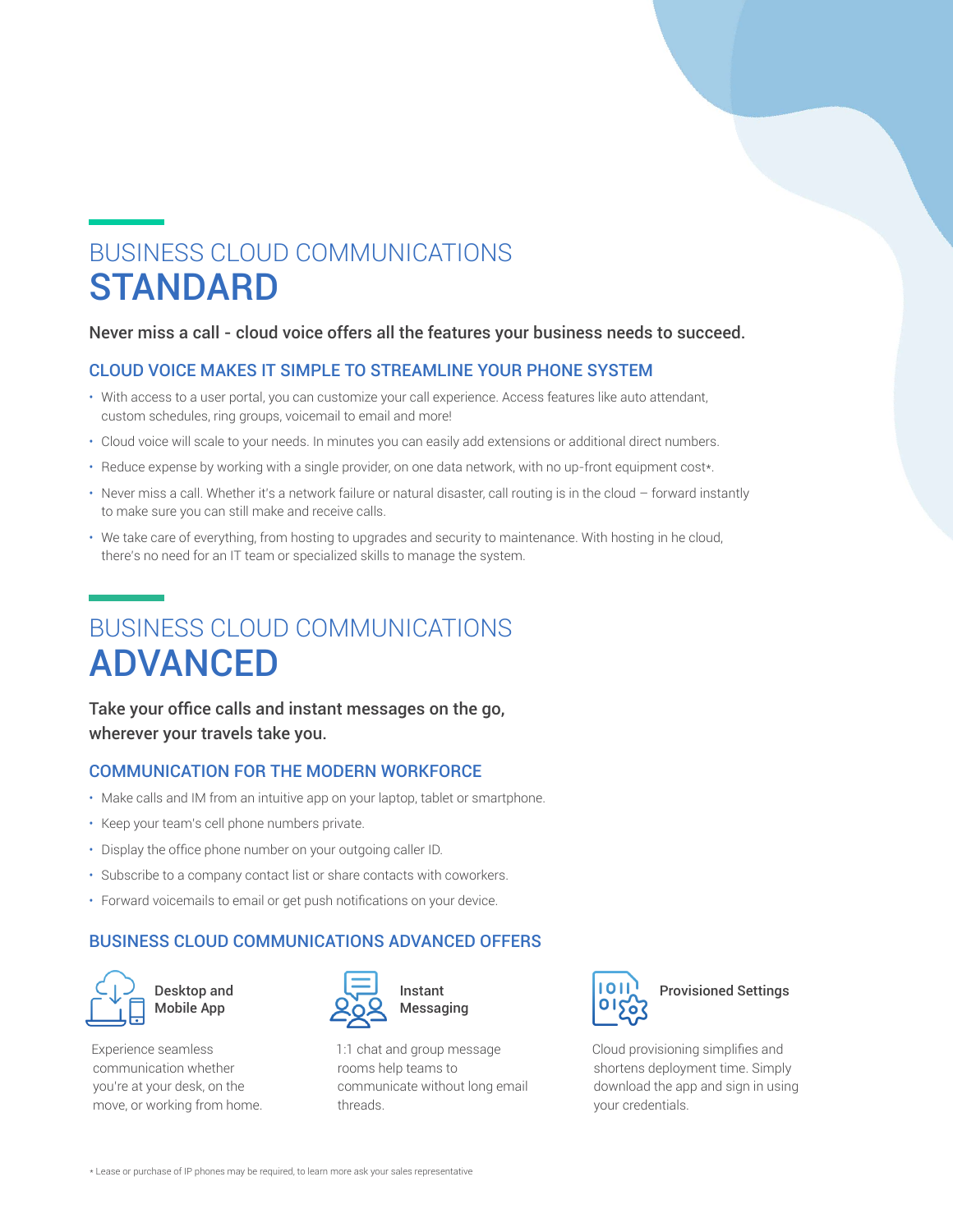# BUSINESS CLOUD COMMUNICATIONS **STANDARD**

**Never miss a call - cloud voice offers all the features your business needs to succeed.**

### CLOUD VOICE MAKES IT SIMPLE TO STREAMLINE YOUR PHONE SYSTEM

- With access to a user portal, you can customize your call experience. Access features like auto attendant, custom schedules, ring groups, voicemail to email and more!
- Cloud voice will scale to your needs. In minutes you can easily add extensions or additional direct numbers.
- Reduce expense by working with a single provider, on one data network, with no up-front equipment cost*.
- Never miss a call. Whether it's a network failure or natural disaster, call routing is in the cloud – forward instantly to make sure you can still make and receive calls.
- We take care of everything, from hosting to upgrades and security to maintenance. With hosting in he cloud, there's no need for an IT team or specialized skills to manage the system.

# BUSINESS CLOUD COMMUNICATIONS **ADVANCED**

**Take your office calls and instant messages on the go, wherever your travels take you.**

### COMMUNICATION FOR THE MODERN WORKFORCE

- Make calls and IM from an intuitive app on your laptop, tablet or smartphone.
- Keep your team's cell phone numbers private.
- Display the office phone number on your outgoing caller ID.
- Subscribe to a company contact list or share contacts with coworkers.
- Forward voicemails to email or get push notifications on your device.

### BUSINESS CLOUD COMMUNICATIONS ADVANCED OFFERS

**Desktop and Mobile App**

Experience seamless communication whether you're at your desk, on the move, or working from home.

**Instant Messaging**

1:1 chat and group message rooms help teams to communicate without long email threads.

**Provisioned Settings**

Cloud provisioning simplifies and shortens deployment time. Simply download the app and sign in using your credentials.

* Lease or purchase of IP phones may be required, to learn more ask your sales representative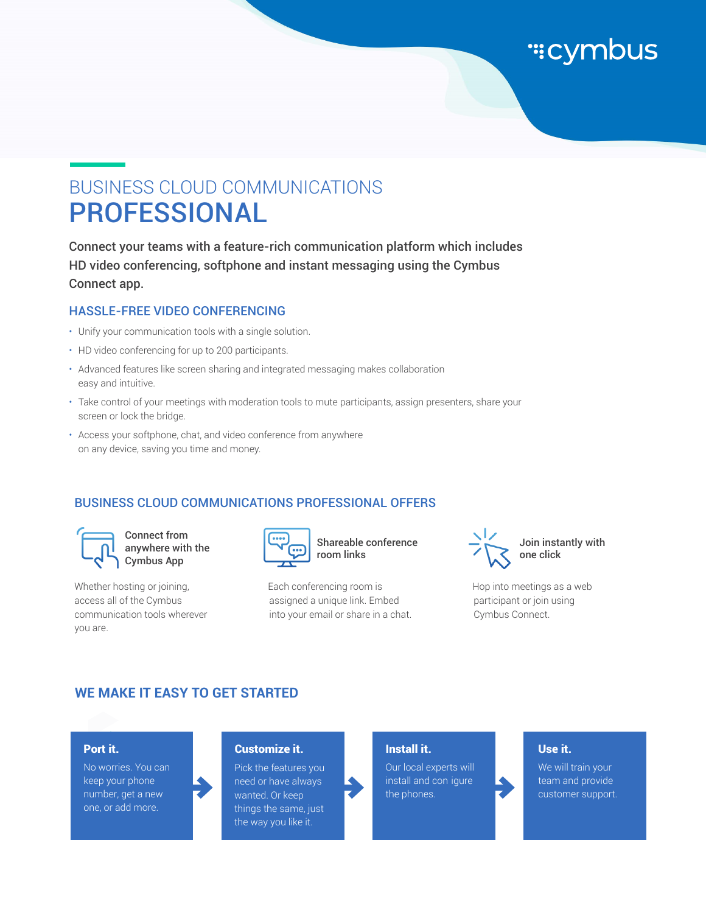# BUSINESS CLOUD COMMUNICATIONS
# PROFESSIONAL

**Connect your teams with a feature-rich communication platform which includes HD video conferencing, softphone and instant messaging using the Cymbus Connect app.**

## HASSLE-FREE VIDEO CONFERENCING

- Unify your communication tools with a single solution.
- HD video conferencing for up to 200 participants.
- Advanced features like screen sharing and integrated messaging makes collaboration easy and intuitive.
- Take control of your meetings with moderation tools to mute participants, assign presenters, share your screen or lock the bridge.
- Access your softphone, chat, and video conference from anywhere on any device, saving you time and money.

## BUSINESS CLOUD COMMUNICATIONS PROFESSIONAL OFFERS

### Connect from anywhere with the Cymbus App

Whether hosting or joining, access all of the Cymbus communication tools wherever you are.

### Shareable conference room links

Each conferencing room is assigned a unique link. Embed into your email or share in a chat.

### Join instantly with one click

Hop into meetings as a web participant or join using Cymbus Connect.

## WE MAKE IT EASY TO GET STARTED

**Port it.**
No worries. You can keep your phone number, get a new one, or add more.

**Customize it.**
Pick the features you need or have always wanted. Or keep things the same, just the way you like it.

**Install it.**
Our local experts will install and con igure the phones.

**Use it.**
We will train your team and provide customer support.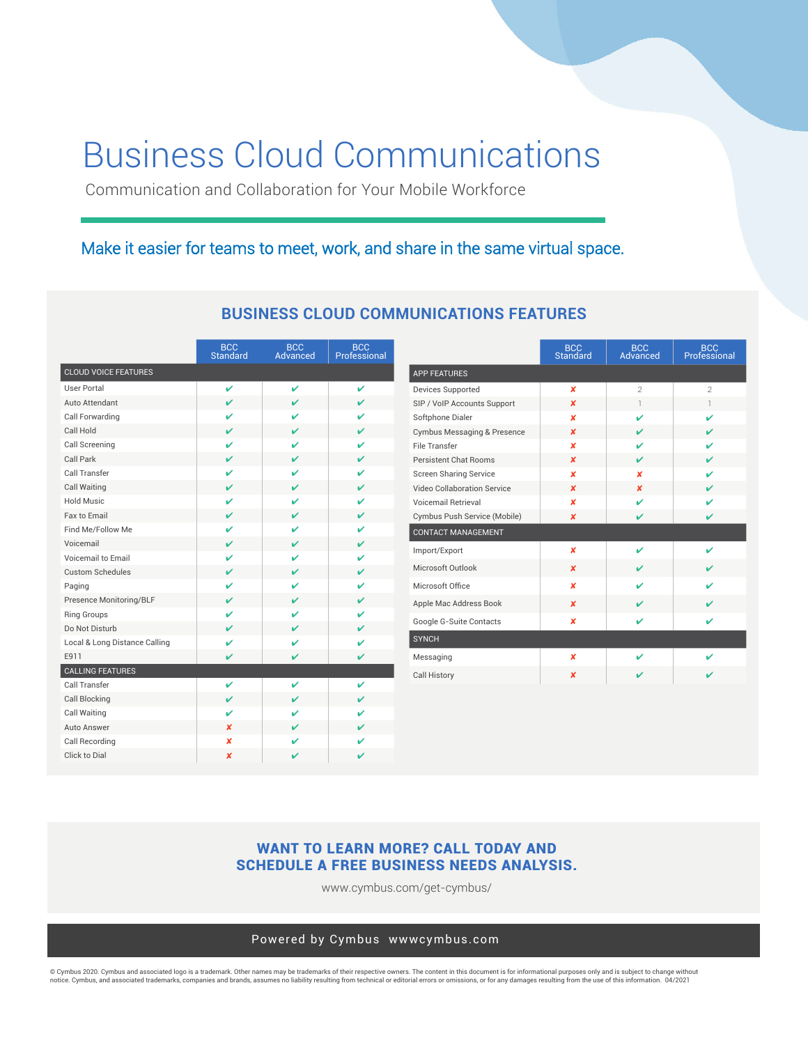# Business Cloud Communications

Communication and Collaboration for Your Mobile Workforce

Make it easier for teams to meet, work, and share in the same virtual space.

## BUSINESS CLOUD COMMUNICATIONS FEATURES

| | BCC Standard | BCC Advanced | BCC Professional |
|---|---|---|---|
| **CLOUD VOICE FEATURES** | | | |
| User Portal | ✔ | ✔ | ✔ |
| Auto Attendant | ✔ | ✔ | ✔ |
| Call Forwarding | ✔ | ✔ | ✔ |
| Call Hold | ✔ | ✔ | ✔ |
| Call Screening | ✔ | ✔ | ✔ |
| Call Park | ✔ | ✔ | ✔ |
| Call Transfer | ✔ | ✔ | ✔ |
| Call Waiting | ✔ | ✔ | ✔ |
| Hold Music | ✔ | ✔ | ✔ |
| Fax to Email | ✔ | ✔ | ✔ |
| Find Me/Follow Me | ✔ | ✔ | ✔ |
| Voicemail | ✔ | ✔ | ✔ |
| Voicemail to Email | ✔ | ✔ | ✔ |
| Custom Schedules | ✔ | ✔ | ✔ |
| Paging | ✔ | ✔ | ✔ |
| Presence Monitoring/BLF | ✔ | ✔ | ✔ |
| Ring Groups | ✔ | ✔ | ✔ |
| Do Not Disturb | ✔ | ✔ | ✔ |
| Local & Long Distance Calling | ✔ | ✔ | ✔ |
| E911 | ✔ | ✔ | ✔ |
| **CALLING FEATURES** | | | |
| Call Transfer | ✔ | ✔ | ✔ |
| Call Blocking | ✔ | ✔ | ✔ |
| Call Waiting | ✔ | ✔ | ✔ |
| Auto Answer | ✘ | ✔ | ✔ |
| Call Recording | ✘ | ✔ | ✔ |
| Click to Dial | ✘ | ✔ | ✔ |

| | BCC Standard | BCC Advanced | BCC Professional |
|---|---|---|---|
| **APP FEATURES** | | | |
| Devices Supported | ✘ | 2 | 2 |
| SIP / VoIP Accounts Support | ✘ | 1 | 1 |
| Softphone Dialer | ✘ | ✔ | ✔ |
| Cymbus Messaging & Presence | ✘ | ✔ | ✔ |
| File Transfer | ✘ | ✔ | ✔ |
| Persistent Chat Rooms | ✘ | ✔ | ✔ |
| Screen Sharing Service | ✘ | ✘ | ✔ |
| Video Collaboration Service | ✘ | ✘ | ✔ |
| Voicemail Retrieval | ✘ | ✔ | ✔ |
| Cymbus Push Service (Mobile) | ✘ | ✔ | ✔ |
| **CONTACT MANAGEMENT** | | | |
| Import/Export | ✘ | ✔ | ✔ |
| Microsoft Outlook | ✘ | ✔ | ✔ |
| Microsoft Office | ✘ | ✔ | ✔ |
| Apple Mac Address Book | ✘ | ✔ | ✔ |
| Google G-Suite Contacts | ✘ | ✔ | ✔ |
| **SYNCH** | | | |
| Messaging | ✘ | ✔ | ✔ |
| Call History | ✘ | ✔ | ✔ |

## WANT TO LEARN MORE? CALL TODAY AND SCHEDULE A FREE BUSINESS NEEDS ANALYSIS.

www.cymbus.com/get-cymbus/

Powered by Cymbus wwwcymbus.com

© Cymbus 2020. Cymbus and associated logo is a trademark. Other names may be trademarks of their respective owners. The content in this document is for informational purposes only and is subject to change without notice. Cymbus, and associated trademarks, companies and brands, assumes no liability resulting from technical or editorial errors or omissions, or for any damages resulting from the use of this information. 04/2021